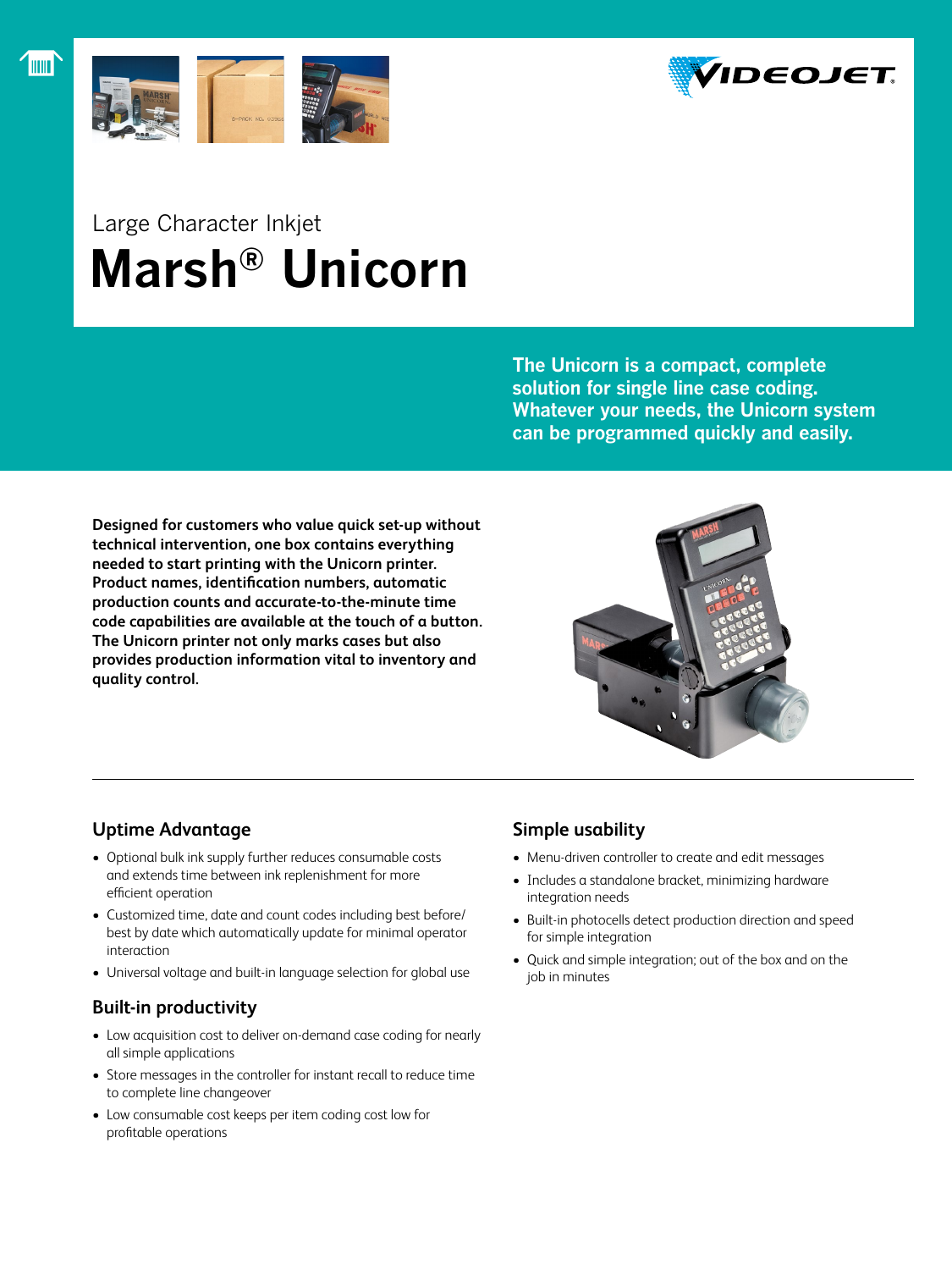Large Character Inkjet

# Marsh® Unicorn

**The Unicorn is a compact, complete solution for single line case coding. Whatever your needs, the Unicorn system can be programmed quickly and easily.**

**Designed for customers who value quick set-up without technical intervention, one box contains everything needed to start printing with the Unicorn printer. Product names, identification numbers, automatic production counts and accurate-to-the-minute time code capabilities are available at the touch of a button. The Unicorn printer not only marks cases but also provides production information vital to inventory and quality control.**

## Uptime Advantage

- Optional bulk ink supply further reduces consumable costs and extends time between ink replenishment for more efficient operation
- Customized time, date and count codes including best before/ best by date which automatically update for minimal operator interaction
- Universal voltage and built-in language selection for global use

## Built-in productivity

- Low acquisition cost to deliver on-demand case coding for nearly all simple applications
- Store messages in the controller for instant recall to reduce time to complete line changeover
- Low consumable cost keeps per item coding cost low for profitable operations

## Simple usability

- Menu-driven controller to create and edit messages
- Includes a standalone bracket, minimizing hardware integration needs
- Built-in photocells detect production direction and speed for simple integration
- Quick and simple integration; out of the box and on the job in minutes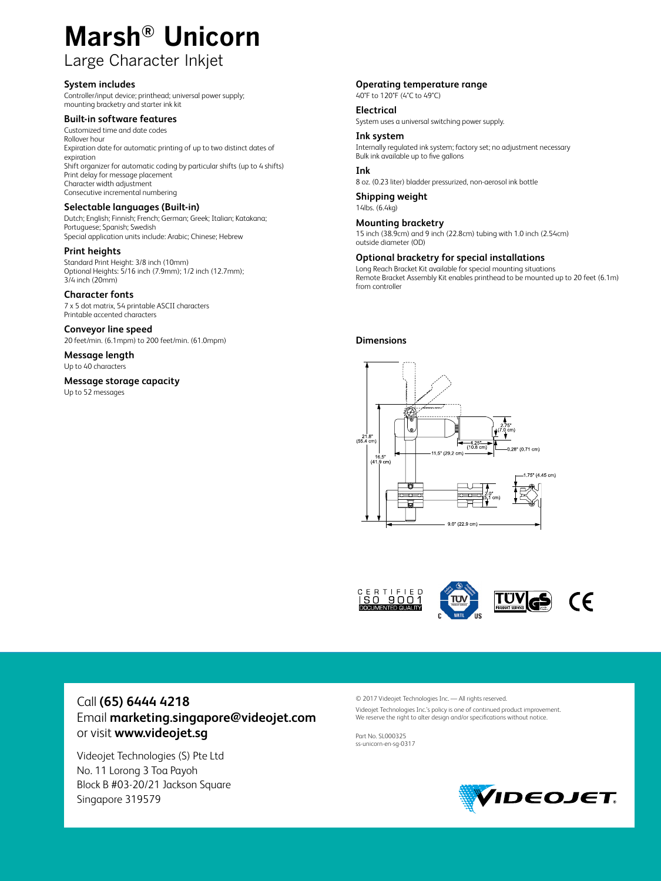# Marsh® Unicorn

Large Character Inkjet

### System includes

Controller/input device; printhead; universal power supply; mounting bracketry and starter ink kit

### Built-in software features

Customized time and date codes
Rollover hour
Expiration date for automatic printing of up to two distinct dates of expiration
Shift organizer for automatic coding by particular shifts (up to 4 shifts)
Print delay for message placement
Character width adjustment
Consecutive incremental numbering

### Selectable languages (Built-in)

Dutch; English; Finnish; French; German; Greek; Italian; Katakana; Portuguese; Spanish; Swedish
Special application units include: Arabic; Chinese; Hebrew

### Print heights

Standard Print Height: 3/8 inch (10mm)
Optional Heights: 5/16 inch (7.9mm); 1/2 inch (12.7mm); 3/4 inch (20mm)

### Character fonts

7 x 5 dot matrix, 54 printable ASCII characters
Printable accented characters

### Conveyor line speed

20 feet/min. (6.1mpm) to 200 feet/min. (61.0mpm)

### Message length

Up to 40 characters

### Message storage capacity

Up to 52 messages

### Operating temperature range

40°F to 120°F (4°C to 49°C)

### Electrical

System uses a universal switching power supply.

### Ink system

Internally regulated ink system; factory set; no adjustment necessary
Bulk ink available up to five gallons

### Ink

8 oz. (0.23 liter) bladder pressurized, non-aerosol ink bottle

### Shipping weight

14lbs. (6.4kg)

### Mounting bracketry

15 inch (38.9cm) and 9 inch (22.8cm) tubing with 1.0 inch (2.54cm) outside diameter (OD)

### Optional bracketry for special installations

Long Reach Bracket Kit available for special mounting situations
Remote Bracket Assembly Kit enables printhead to be mounted up to 20 feet (6.1m) from controller

### Dimensions

21.8" (55.4 cm)
16.5" (41.9 cm)
11.5" (29.2 cm)
4.25" (10.8 cm)
2.75" (7.0 cm)
0.28" (0.71 cm)
1.75" (4.45 cm)
2.0" (5.1 cm)
9.0" (22.9 cm)

CERTIFIED ISO 9001 DOCUMENTED QUALITY

Call **(65) 6444 4218**
Email **marketing.singapore@videojet.com**
or visit **www.videojet.sg**

Videojet Technologies (S) Pte Ltd
No. 11 Lorong 3 Toa Payoh
Block B #03-20/21 Jackson Square
Singapore 319579

© 2017 Videojet Technologies Inc. — All rights reserved.

Videojet Technologies Inc.'s policy is one of continued product improvement. We reserve the right to alter design and/or specifications without notice.

Part No. SL000325
ss-unicorn-en-sg-0317